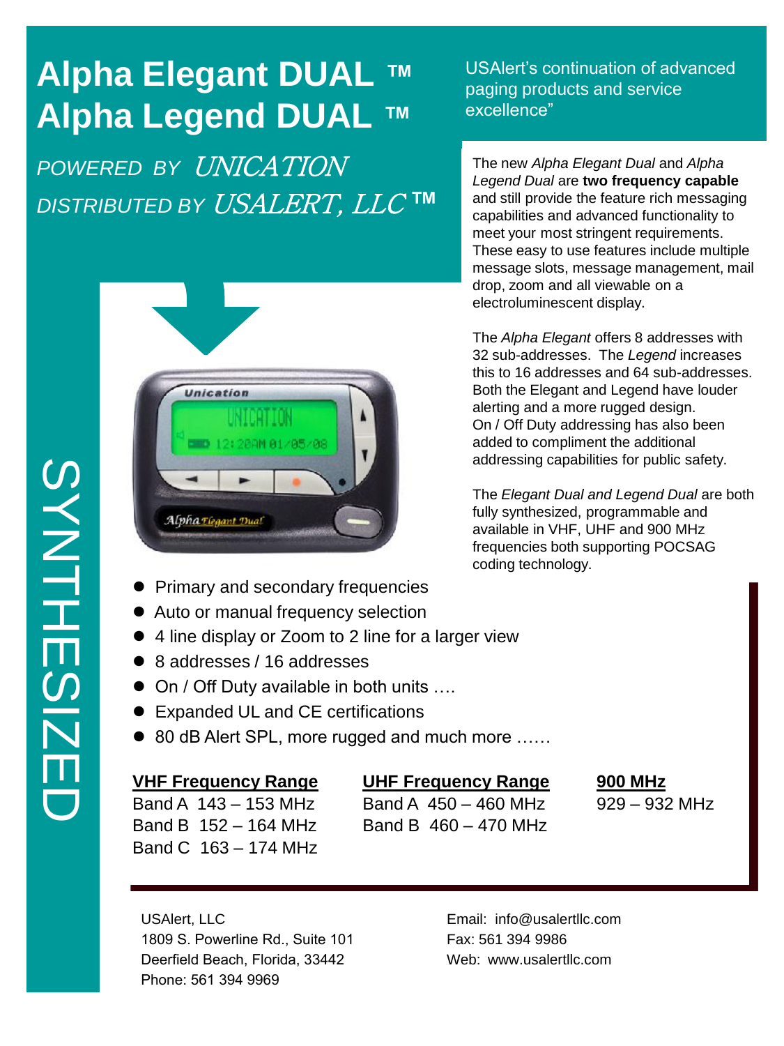# Alpha Elegant DUAL ™
# Alpha Legend DUAL ™

*POWERED BY UNICATION*
*DISTRIBUTED BY USALERT, LLC ™*

USAlert's continuation of advanced paging products and service excellence"

The new *Alpha Elegant Dual* and *Alpha Legend Dual* are **two frequency capable** and still provide the feature rich messaging capabilities and advanced functionality to meet your most stringent requirements. These easy to use features include multiple message slots, message management, mail drop, zoom and all viewable on a electroluminescent display.

The *Alpha Elegant* offers 8 addresses with 32 sub-addresses. The *Legend* increases this to 16 addresses and 64 sub-addresses. Both the Elegant and Legend have louder alerting and a more rugged design. On / Off Duty addressing has also been added to compliment the additional addressing capabilities for public safety.

The *Elegant Dual and Legend Dual* are both fully synthesized, programmable and available in VHF, UHF and 900 MHz frequencies both supporting POCSAG coding technology.

SYNTHESIZED

- Primary and secondary frequencies
- Auto or manual frequency selection
- 4 line display or Zoom to 2 line for a larger view
- 8 addresses / 16 addresses
- On / Off Duty available in both units ….
- Expanded UL and CE certifications
- 80 dB Alert SPL, more rugged and much more ……

| VHF Frequency Range | UHF Frequency Range | 900 MHz |
|---|---|---|
| Band A 143 – 153 MHz | Band A 450 – 460 MHz | 929 – 932 MHz |
| Band B 152 – 164 MHz | Band B 460 – 470 MHz | |
| Band C 163 – 174 MHz | | |

USAlert, LLC
1809 S. Powerline Rd., Suite 101
Deerfield Beach, Florida, 33442
Phone: 561 394 9969

Email: info@usalertllc.com
Fax: 561 394 9986
Web: www.usalertllc.com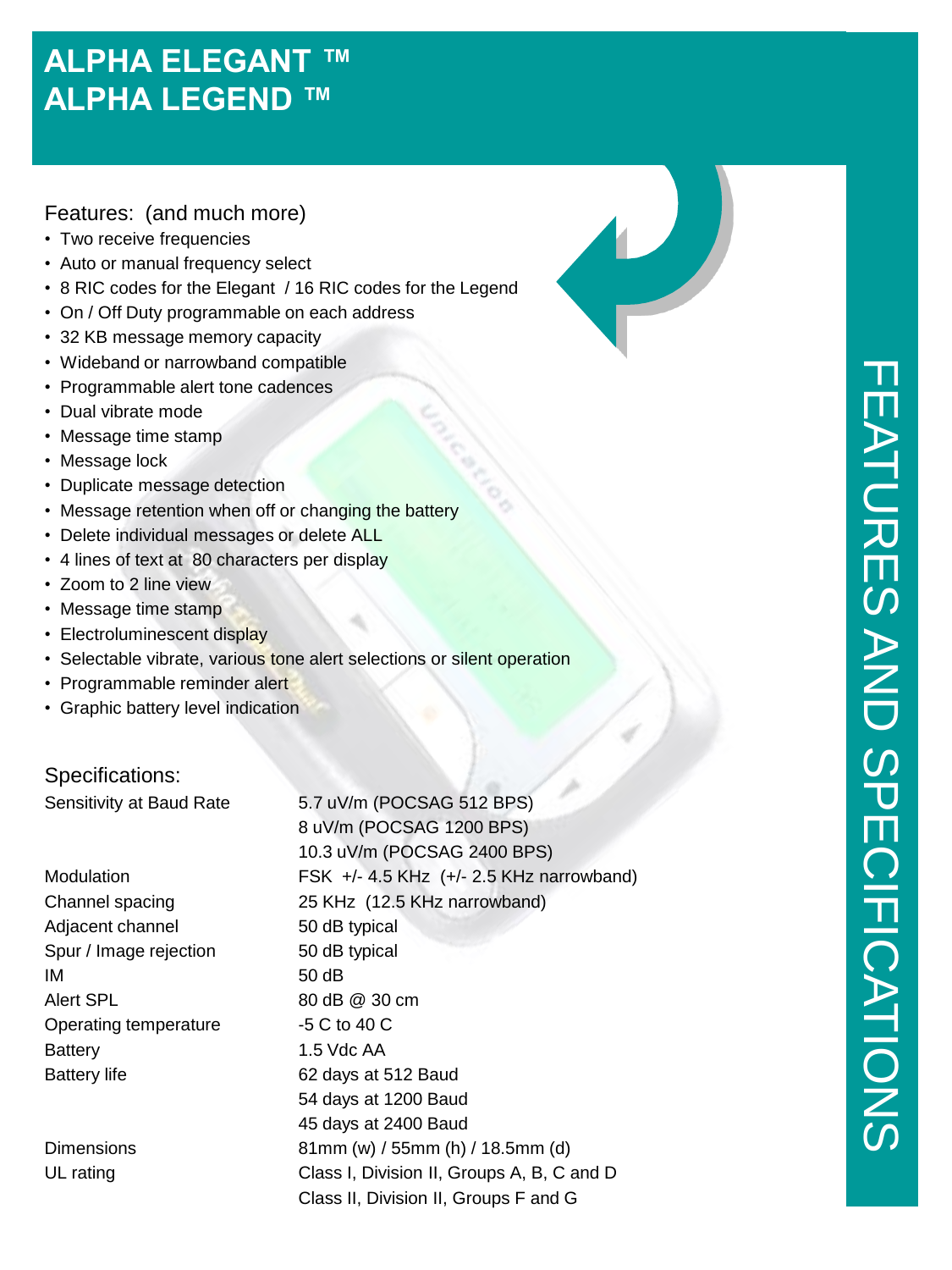# ALPHA ELEGANT ™
# ALPHA LEGEND ™

FEATURES AND SPECIFICATIONS

## Features: (and much more)

- Two receive frequencies
- Auto or manual frequency select
- 8 RIC codes for the Elegant / 16 RIC codes for the Legend
- On / Off Duty programmable on each address
- 32 KB message memory capacity
- Wideband or narrowband compatible
- Programmable alert tone cadences
- Dual vibrate mode
- Message time stamp
- Message lock
- Duplicate message detection
- Message retention when off or changing the battery
- Delete individual messages or delete ALL
- 4 lines of text at 80 characters per display
- Zoom to 2 line view
- Message time stamp
- Electroluminescent display
- Selectable vibrate, various tone alert selections or silent operation
- Programmable reminder alert
- Graphic battery level indication

## Specifications:

| | |
|---|---|
| Sensitivity at Baud Rate | 5.7 uV/m (POCSAG 512 BPS)<br>8 uV/m (POCSAG 1200 BPS)<br>10.3 uV/m (POCSAG 2400 BPS) |
| Modulation | FSK +/- 4.5 KHz (+/- 2.5 KHz narrowband) |
| Channel spacing | 25 KHz (12.5 KHz narrowband) |
| Adjacent channel | 50 dB typical |
| Spur / Image rejection | 50 dB typical |
| IM | 50 dB |
| Alert SPL | 80 dB @ 30 cm |
| Operating temperature | -5 C to 40 C |
| Battery | 1.5 Vdc AA |
| Battery life | 62 days at 512 Baud<br>54 days at 1200 Baud<br>45 days at 2400 Baud |
| Dimensions | 81mm (w) / 55mm (h) / 18.5mm (d) |
| UL rating | Class I, Division II, Groups A, B, C and D<br>Class II, Division II, Groups F and G |